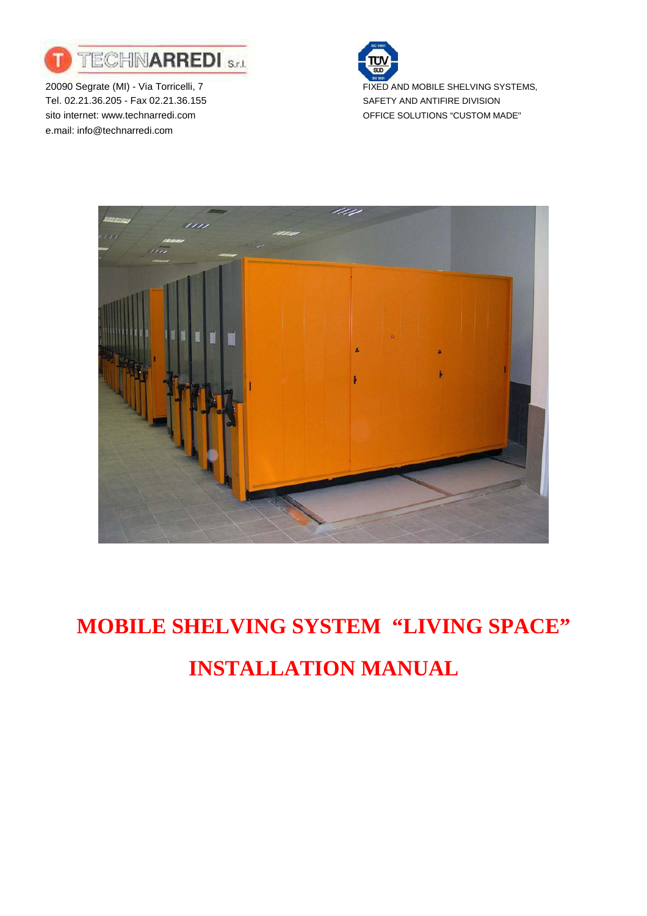TECHNARREDI S.r.l.

20090 Segrate (MI) - Via Torricelli, 7
Tel. 02.21.36.205 - Fax 02.21.36.155
sito internet: www.technarredi.com
e.mail: info@technarredi.com

FIXED AND MOBILE SHELVING SYSTEMS,
SAFETY AND ANTIFIRE DIVISION
OFFICE SOLUTIONS "CUSTOM MADE"

# MOBILE SHELVING SYSTEM "LIVING SPACE"

# INSTALLATION MANUAL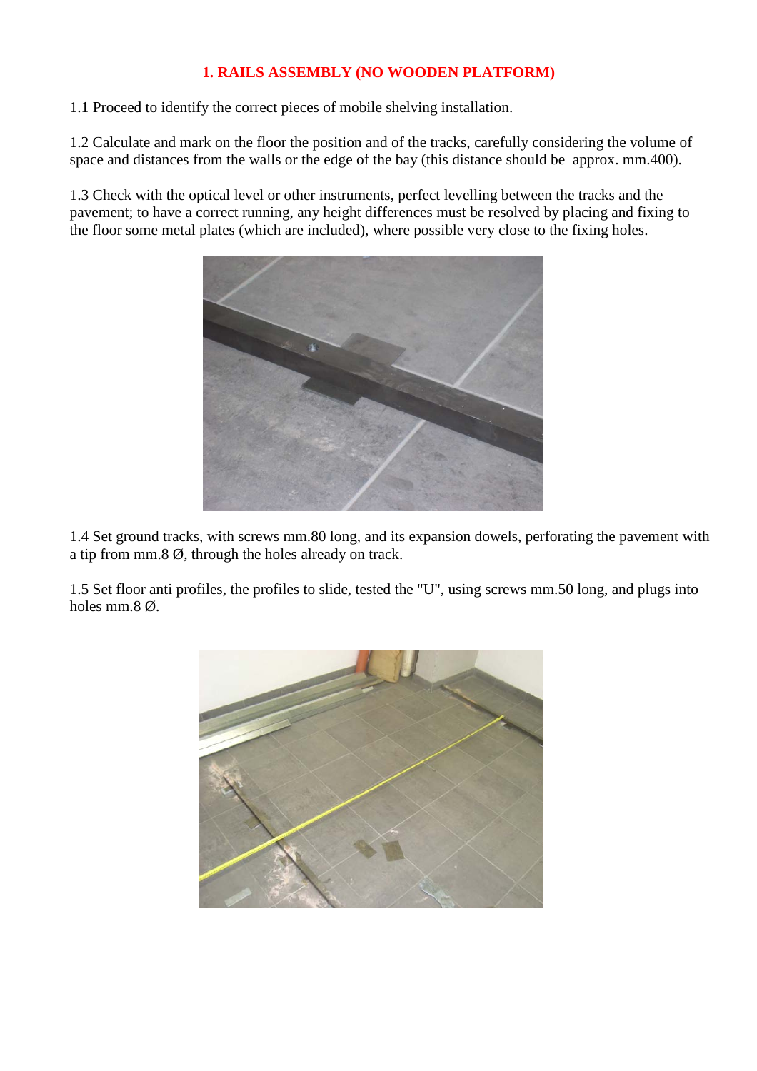## 1. RAILS ASSEMBLY (NO WOODEN PLATFORM)

1.1 Proceed to identify the correct pieces of mobile shelving installation.

1.2 Calculate and mark on the floor the position and of the tracks, carefully considering the volume of space and distances from the walls or the edge of the bay (this distance should be approx. mm.400).

1.3 Check with the optical level or other instruments, perfect levelling between the tracks and the pavement; to have a correct running, any height differences must be resolved by placing and fixing to the floor some metal plates (which are included), where possible very close to the fixing holes.

1.4 Set ground tracks, with screws mm.80 long, and its expansion dowels, perforating the pavement with a tip from mm.8 Ø, through the holes already on track.

1.5 Set floor anti profiles, the profiles to slide, tested the "U", using screws mm.50 long, and plugs into holes mm.8 Ø.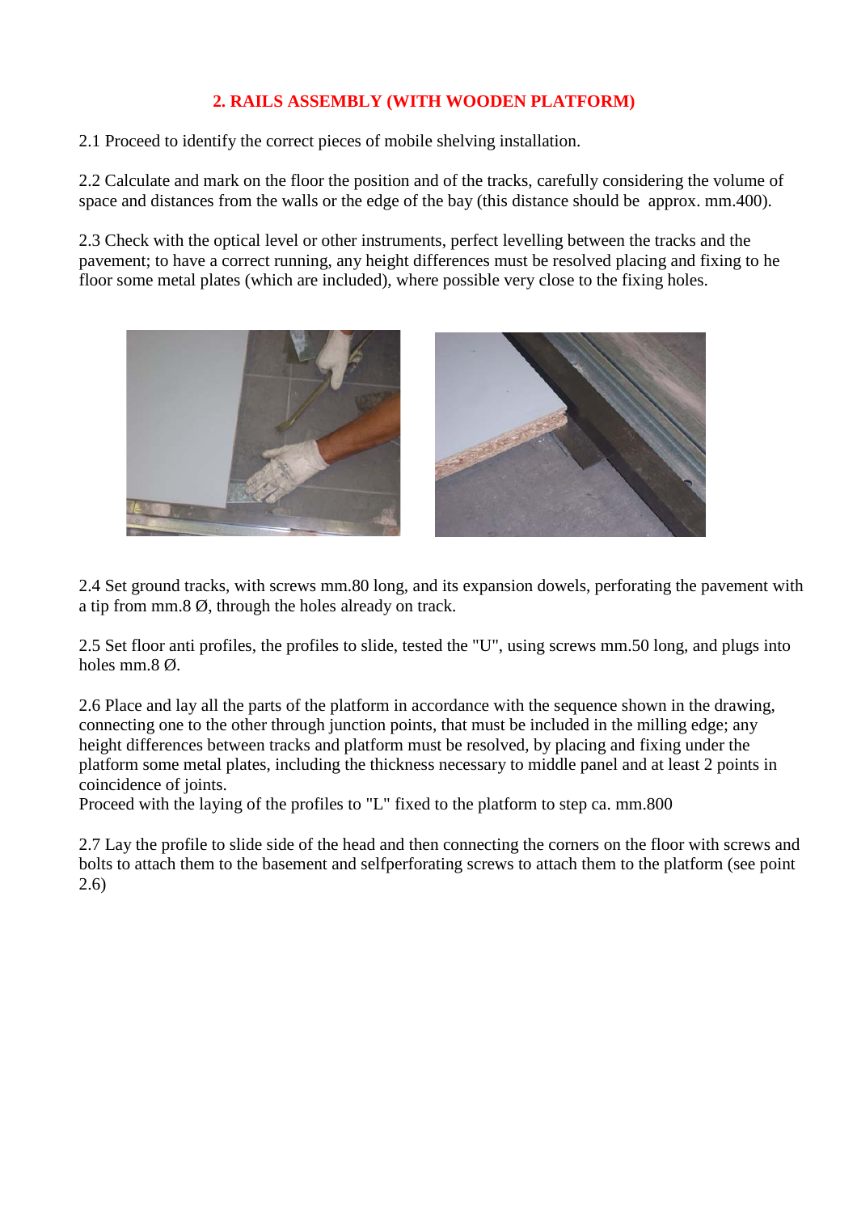## 2. RAILS ASSEMBLY (WITH WOODEN PLATFORM)

2.1 Proceed to identify the correct pieces of mobile shelving installation.

2.2 Calculate and mark on the floor the position and of the tracks, carefully considering the volume of space and distances from the walls or the edge of the bay (this distance should be approx. mm.400).

2.3 Check with the optical level or other instruments, perfect levelling between the tracks and the pavement; to have a correct running, any height differences must be resolved placing and fixing to he floor some metal plates (which are included), where possible very close to the fixing holes.

2.4 Set ground tracks, with screws mm.80 long, and its expansion dowels, perforating the pavement with a tip from mm.8 Ø, through the holes already on track.

2.5 Set floor anti profiles, the profiles to slide, tested the "U", using screws mm.50 long, and plugs into holes mm.8 Ø.

2.6 Place and lay all the parts of the platform in accordance with the sequence shown in the drawing, connecting one to the other through junction points, that must be included in the milling edge; any height differences between tracks and platform must be resolved, by placing and fixing under the platform some metal plates, including the thickness necessary to middle panel and at least 2 points in coincidence of joints.

Proceed with the laying of the profiles to "L" fixed to the platform to step ca. mm.800

2.7 Lay the profile to slide side of the head and then connecting the corners on the floor with screws and bolts to attach them to the basement and selfperforating screws to attach them to the platform (see point 2.6)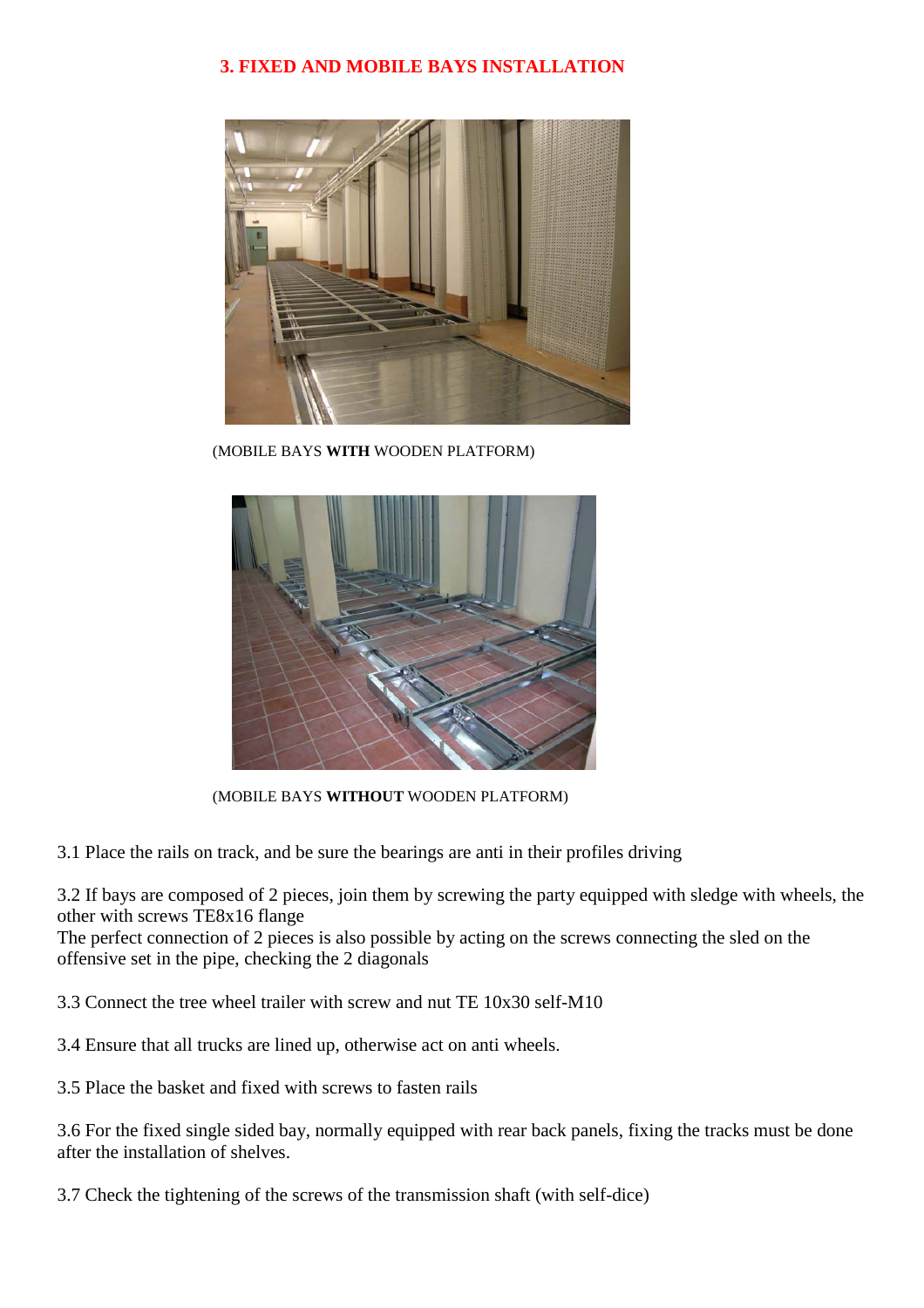## 3. FIXED AND MOBILE BAYS INSTALLATION

(MOBILE BAYS **WITH** WOODEN PLATFORM)

(MOBILE BAYS **WITHOUT** WOODEN PLATFORM)

3.1 Place the rails on track, and be sure the bearings are anti in their profiles driving

3.2 If bays are composed of 2 pieces, join them by screwing the party equipped with sledge with wheels, the other with screws TE8x16 flange
The perfect connection of 2 pieces is also possible by acting on the screws connecting the sled on the offensive set in the pipe, checking the 2 diagonals

3.3 Connect the tree wheel trailer with screw and nut TE 10x30 self-M10

3.4 Ensure that all trucks are lined up, otherwise act on anti wheels.

3.5 Place the basket and fixed with screws to fasten rails

3.6 For the fixed single sided bay, normally equipped with rear back panels, fixing the tracks must be done after the installation of shelves.

3.7 Check the tightening of the screws of the transmission shaft (with self-dice)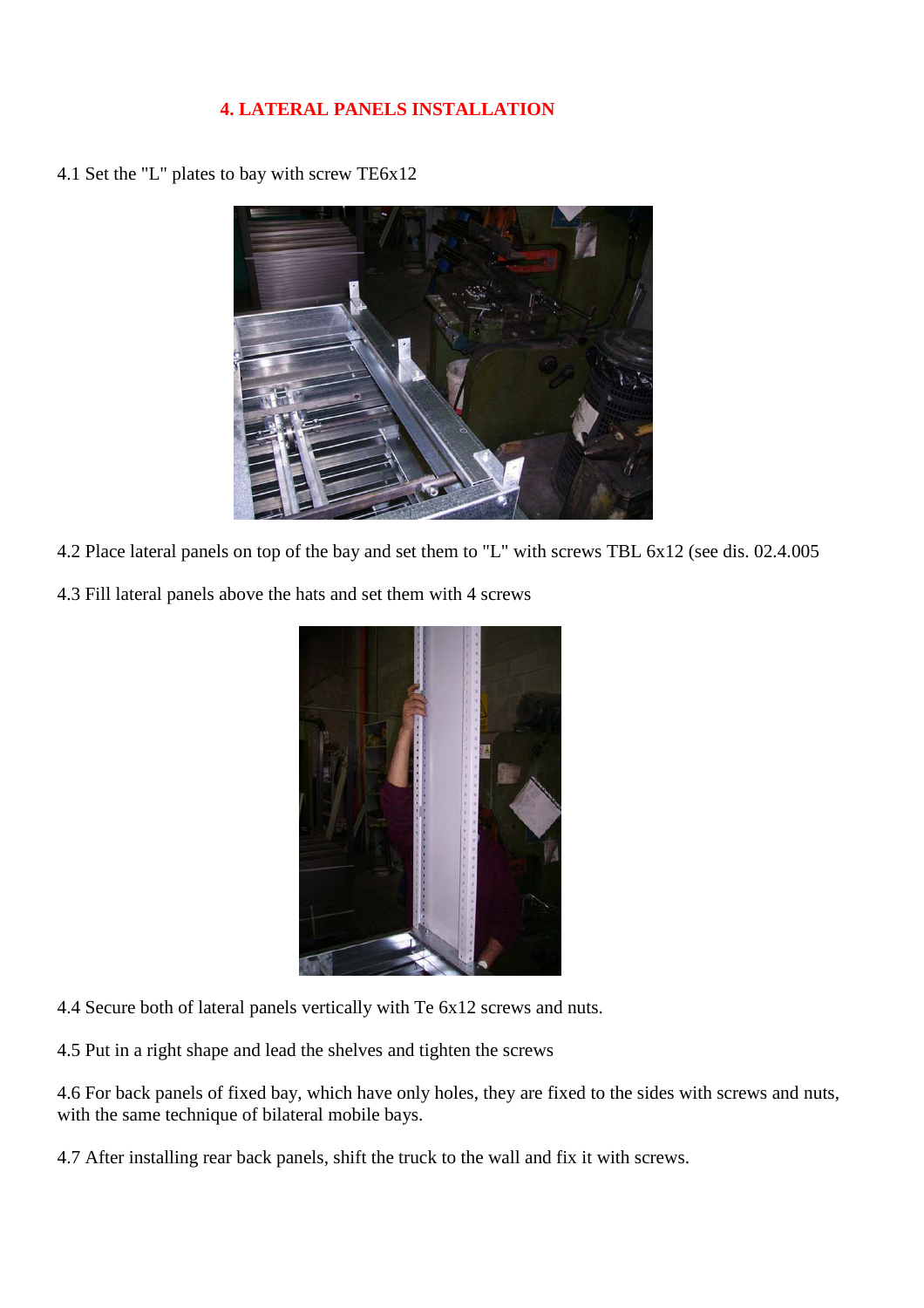## 4. LATERAL PANELS INSTALLATION

4.1 Set the "L" plates to bay with screw TE6x12

4.2 Place lateral panels on top of the bay and set them to "L" with screws TBL 6x12 (see dis. 02.4.005

4.3 Fill lateral panels above the hats and set them with 4 screws

4.4 Secure both of lateral panels vertically with Te 6x12 screws and nuts.

4.5 Put in a right shape and lead the shelves and tighten the screws

4.6 For back panels of fixed bay, which have only holes, they are fixed to the sides with screws and nuts, with the same technique of bilateral mobile bays.

4.7 After installing rear back panels, shift the truck to the wall and fix it with screws.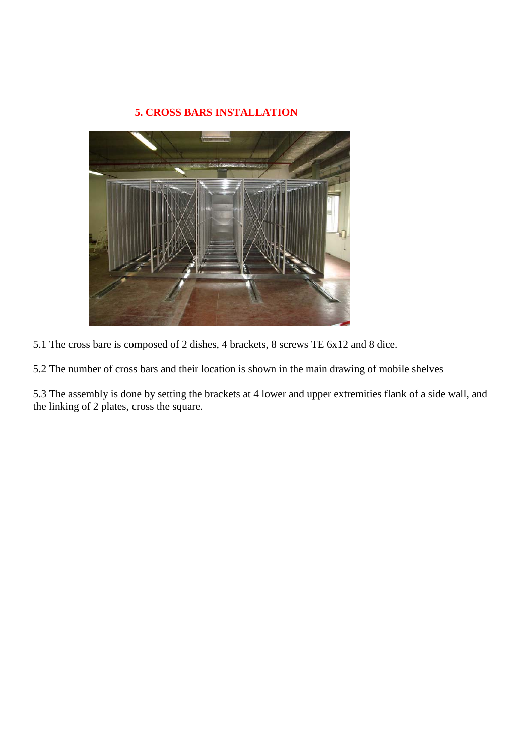## 5. CROSS BARS INSTALLATION

5.1 The cross bare is composed of 2 dishes, 4 brackets, 8 screws TE 6x12 and 8 dice.

5.2 The number of cross bars and their location is shown in the main drawing of mobile shelves

5.3 The assembly is done by setting the brackets at 4 lower and upper extremities flank of a side wall, and the linking of 2 plates, cross the square.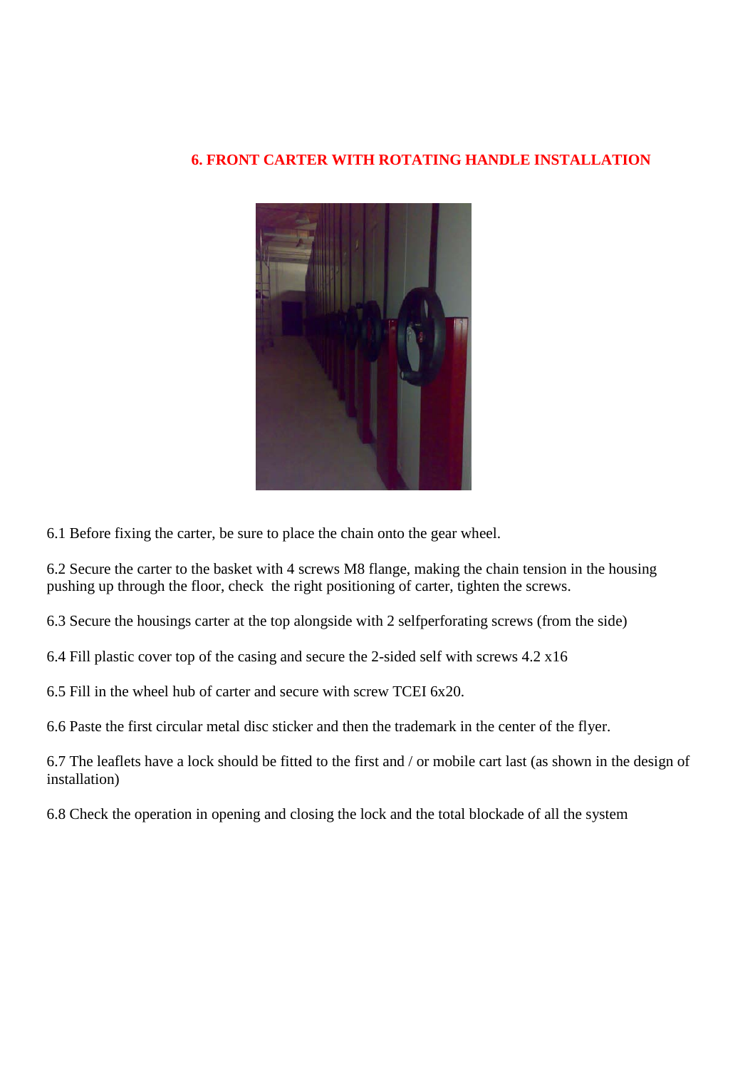## 6. FRONT CARTER WITH ROTATING HANDLE INSTALLATION

6.1 Before fixing the carter, be sure to place the chain onto the gear wheel.

6.2 Secure the carter to the basket with 4 screws M8 flange, making the chain tension in the housing pushing up through the floor, check the right positioning of carter, tighten the screws.

6.3 Secure the housings carter at the top alongside with 2 selfperforating screws (from the side)

6.4 Fill plastic cover top of the casing and secure the 2-sided self with screws 4.2 x16

6.5 Fill in the wheel hub of carter and secure with screw TCEI 6x20.

6.6 Paste the first circular metal disc sticker and then the trademark in the center of the flyer.

6.7 The leaflets have a lock should be fitted to the first and / or mobile cart last (as shown in the design of installation)

6.8 Check the operation in opening and closing the lock and the total blockade of all the system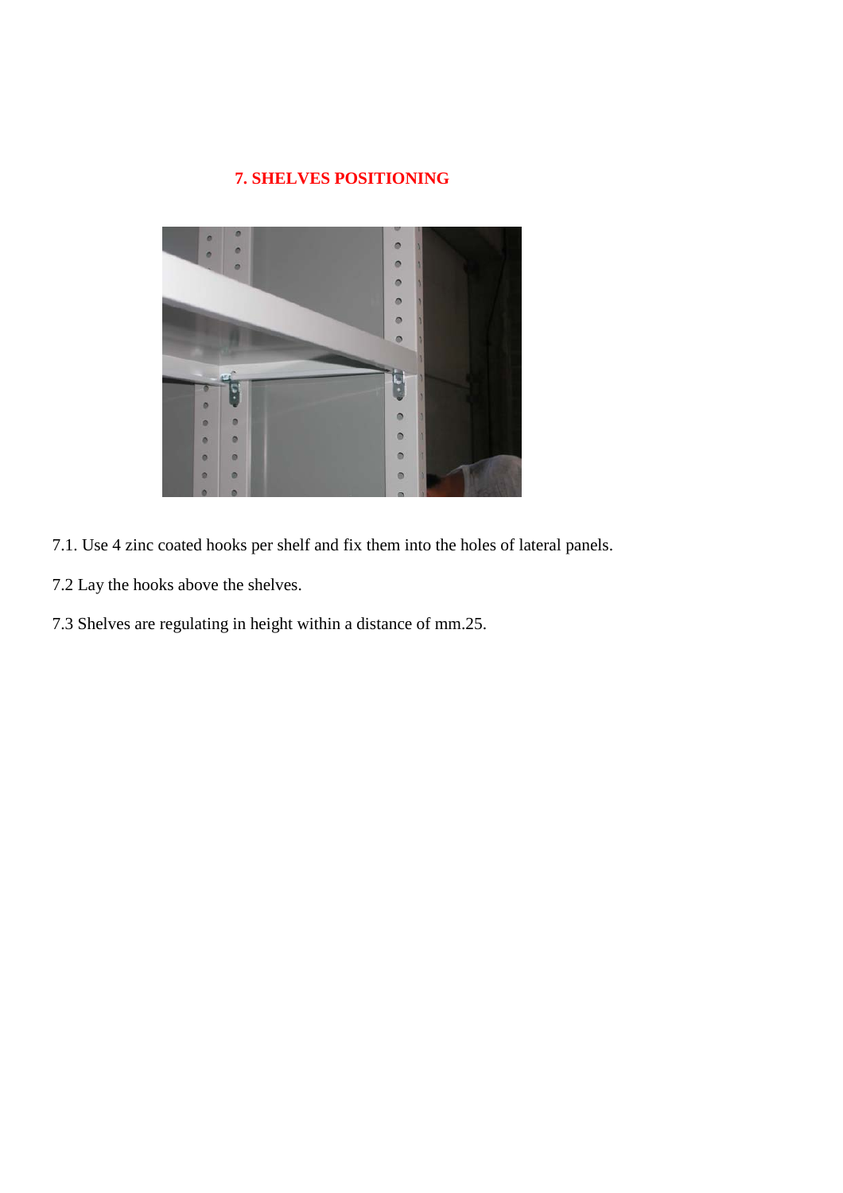## 7. SHELVES POSITIONING

7.1. Use 4 zinc coated hooks per shelf and fix them into the holes of lateral panels.

7.2 Lay the hooks above the shelves.

7.3 Shelves are regulating in height within a distance of mm.25.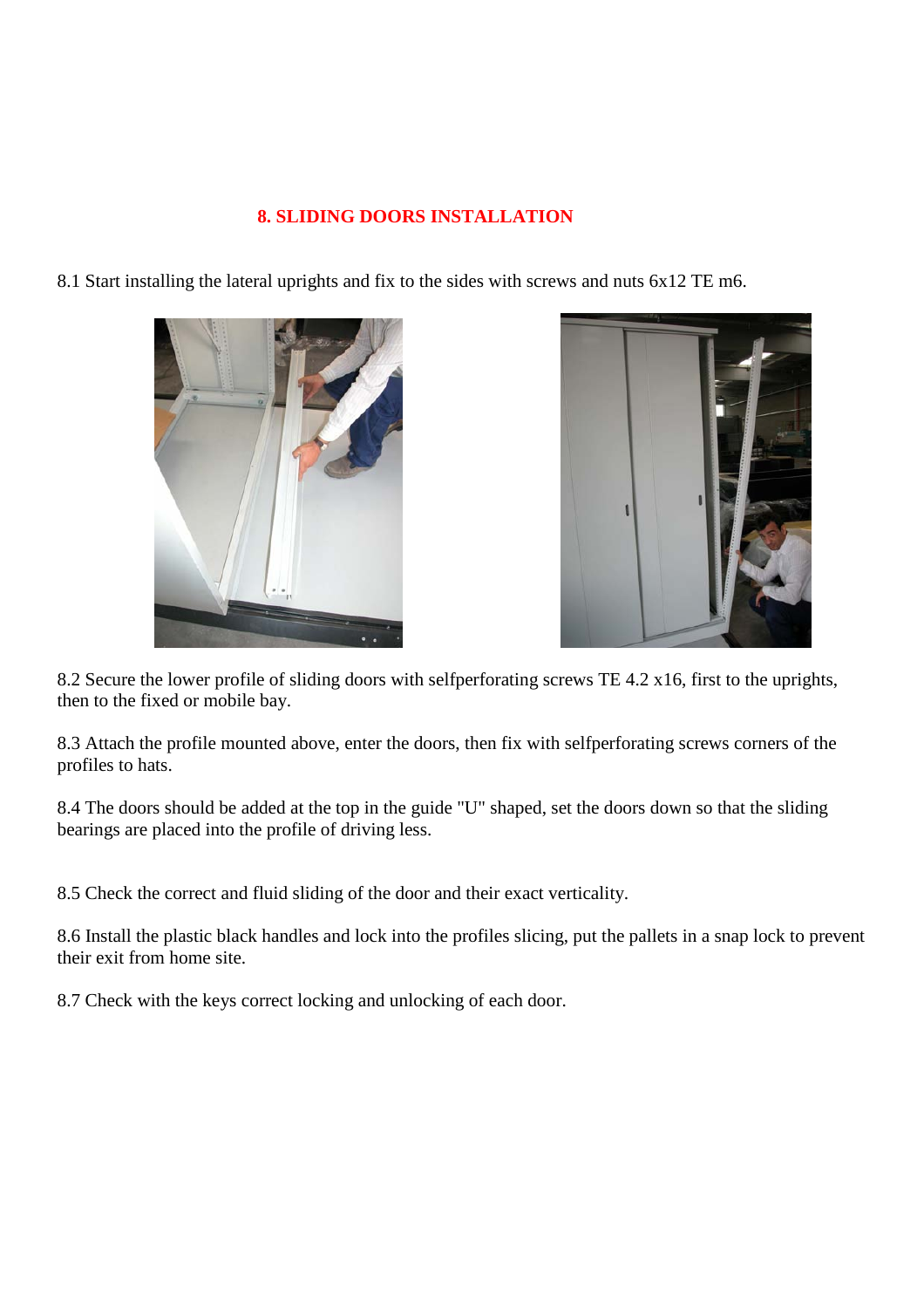## 8. SLIDING DOORS INSTALLATION

8.1 Start installing the lateral uprights and fix to the sides with screws and nuts 6x12 TE m6.

8.2 Secure the lower profile of sliding doors with selfperforating screws TE 4.2 x16, first to the uprights, then to the fixed or mobile bay.

8.3 Attach the profile mounted above, enter the doors, then fix with selfperforating screws corners of the profiles to hats.

8.4 The doors should be added at the top in the guide "U" shaped, set the doors down so that the sliding bearings are placed into the profile of driving less.

8.5 Check the correct and fluid sliding of the door and their exact verticality.

8.6 Install the plastic black handles and lock into the profiles slicing, put the pallets in a snap lock to prevent their exit from home site.

8.7 Check with the keys correct locking and unlocking of each door.